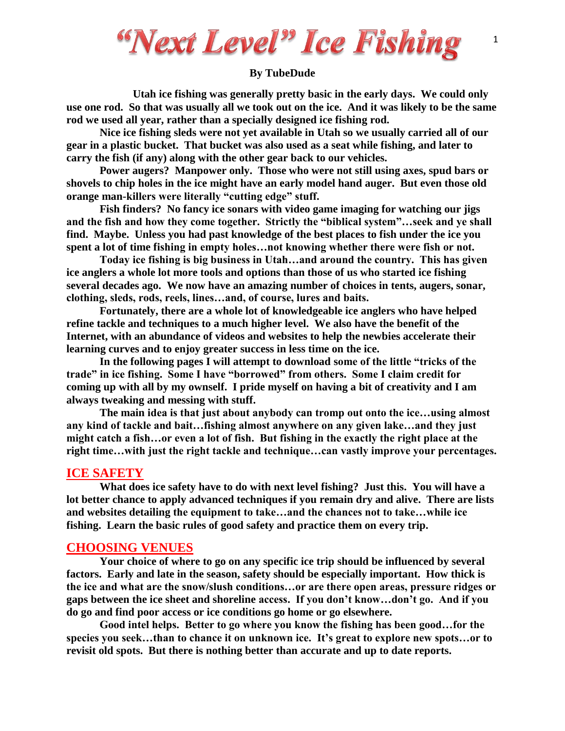# "Next Level" Ice Fishing

**By TubeDude**

**Utah ice fishing was generally pretty basic in the early days. We could only use one rod. So that was usually all we took out on the ice. And it was likely to be the same rod we used all year, rather than a specially designed ice fishing rod.**

**Nice ice fishing sleds were not yet available in Utah so we usually carried all of our gear in a plastic bucket. That bucket was also used as a seat while fishing, and later to carry the fish (if any) along with the other gear back to our vehicles.**

**Power augers? Manpower only. Those who were not still using axes, spud bars or shovels to chip holes in the ice might have an early model hand auger. But even those old orange man-killers were literally "cutting edge" stuff.**

**Fish finders? No fancy ice sonars with video game imaging for watching our jigs and the fish and how they come together. Strictly the "biblical system"…seek and ye shall find. Maybe. Unless you had past knowledge of the best places to fish under the ice you spent a lot of time fishing in empty holes…not knowing whether there were fish or not.**

**Today ice fishing is big business in Utah…and around the country. This has given ice anglers a whole lot more tools and options than those of us who started ice fishing several decades ago. We now have an amazing number of choices in tents, augers, sonar, clothing, sleds, rods, reels, lines…and, of course, lures and baits.**

**Fortunately, there are a whole lot of knowledgeable ice anglers who have helped refine tackle and techniques to a much higher level. We also have the benefit of the Internet, with an abundance of videos and websites to help the newbies accelerate their learning curves and to enjoy greater success in less time on the ice.**

**In the following pages I will attempt to download some of the little "tricks of the trade" in ice fishing. Some I have "borrowed" from others. Some I claim credit for coming up with all by my ownself. I pride myself on having a bit of creativity and I am always tweaking and messing with stuff.**

**The main idea is that just about anybody can tromp out onto the ice…using almost any kind of tackle and bait…fishing almost anywhere on any given lake…and they just might catch a fish…or even a lot of fish. But fishing in the exactly the right place at the right time…with just the right tackle and technique…can vastly improve your percentages.**

## ICE SAFETY

**What does ice safety have to do with next level fishing? Just this. You will have a lot better chance to apply advanced techniques if you remain dry and alive. There are lists and websites detailing the equipment to take…and the chances not to take…while ice fishing. Learn the basic rules of good safety and practice them on every trip.**

## CHOOSING VENUES

**Your choice of where to go on any specific ice trip should be influenced by several factors. Early and late in the season, safety should be especially important. How thick is the ice and what are the snow/slush conditions…or are there open areas, pressure ridges or gaps between the ice sheet and shoreline access. If you don't know…don't go. And if you do go and find poor access or ice conditions go home or go elsewhere.**

**Good intel helps. Better to go where you know the fishing has been good…for the species you seek…than to chance it on unknown ice. It's great to explore new spots…or to revisit old spots. But there is nothing better than accurate and up to date reports.**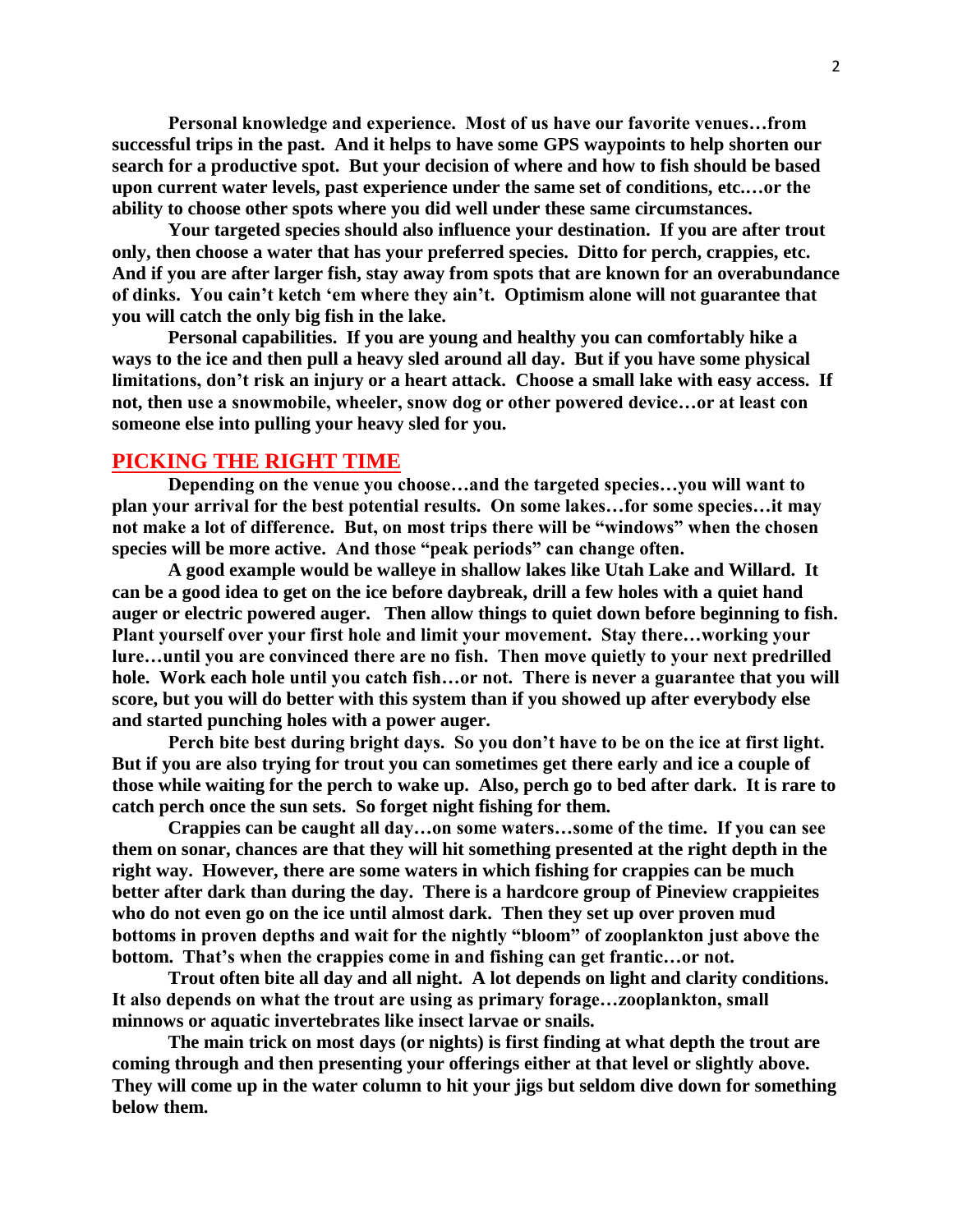**Personal knowledge and experience. Most of us have our favorite venues…from successful trips in the past. And it helps to have some GPS waypoints to help shorten our search for a productive spot. But your decision of where and how to fish should be based upon current water levels, past experience under the same set of conditions, etc.…or the ability to choose other spots where you did well under these same circumstances.**

**Your targeted species should also influence your destination. If you are after trout only, then choose a water that has your preferred species. Ditto for perch, crappies, etc. And if you are after larger fish, stay away from spots that are known for an overabundance of dinks. You cain't ketch 'em where they ain't. Optimism alone will not guarantee that you will catch the only big fish in the lake.**

**Personal capabilities. If you are young and healthy you can comfortably hike a ways to the ice and then pull a heavy sled around all day. But if you have some physical limitations, don't risk an injury or a heart attack. Choose a small lake with easy access. If not, then use a snowmobile, wheeler, snow dog or other powered device…or at least con someone else into pulling your heavy sled for you.**

## PICKING THE RIGHT TIME

**Depending on the venue you choose…and the targeted species…you will want to plan your arrival for the best potential results. On some lakes…for some species…it may not make a lot of difference. But, on most trips there will be "windows" when the chosen species will be more active. And those "peak periods" can change often.**

**A good example would be walleye in shallow lakes like Utah Lake and Willard. It can be a good idea to get on the ice before daybreak, drill a few holes with a quiet hand auger or electric powered auger. Then allow things to quiet down before beginning to fish. Plant yourself over your first hole and limit your movement. Stay there…working your lure…until you are convinced there are no fish. Then move quietly to your next predrilled hole. Work each hole until you catch fish…or not. There is never a guarantee that you will score, but you will do better with this system than if you showed up after everybody else and started punching holes with a power auger.**

**Perch bite best during bright days. So you don't have to be on the ice at first light. But if you are also trying for trout you can sometimes get there early and ice a couple of those while waiting for the perch to wake up. Also, perch go to bed after dark. It is rare to catch perch once the sun sets. So forget night fishing for them.**

**Crappies can be caught all day…on some waters…some of the time. If you can see them on sonar, chances are that they will hit something presented at the right depth in the right way. However, there are some waters in which fishing for crappies can be much better after dark than during the day. There is a hardcore group of Pineview crappieites who do not even go on the ice until almost dark. Then they set up over proven mud bottoms in proven depths and wait for the nightly "bloom" of zooplankton just above the bottom. That's when the crappies come in and fishing can get frantic…or not.**

**Trout often bite all day and all night. A lot depends on light and clarity conditions. It also depends on what the trout are using as primary forage…zooplankton, small minnows or aquatic invertebrates like insect larvae or snails.**

**The main trick on most days (or nights) is first finding at what depth the trout are coming through and then presenting your offerings either at that level or slightly above. They will come up in the water column to hit your jigs but seldom dive down for something below them.**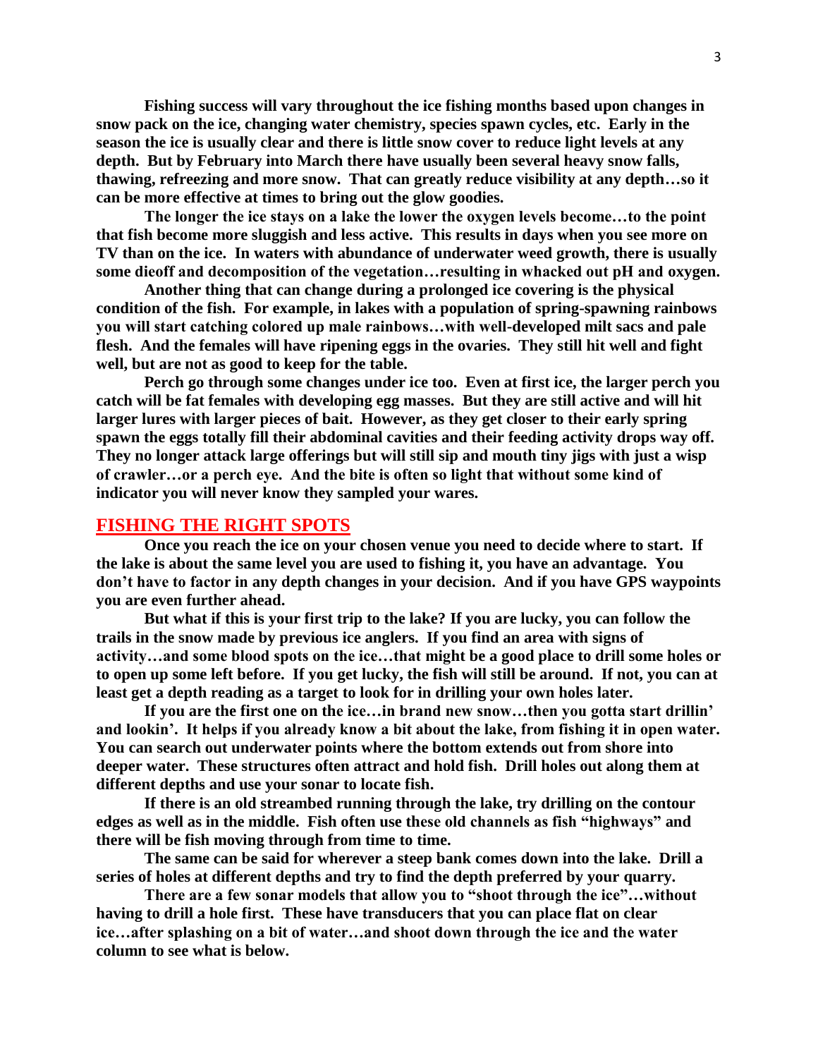**Fishing success will vary throughout the ice fishing months based upon changes in snow pack on the ice, changing water chemistry, species spawn cycles, etc. Early in the season the ice is usually clear and there is little snow cover to reduce light levels at any depth. But by February into March there have usually been several heavy snow falls, thawing, refreezing and more snow. That can greatly reduce visibility at any depth…so it can be more effective at times to bring out the glow goodies.**

**The longer the ice stays on a lake the lower the oxygen levels become…to the point that fish become more sluggish and less active. This results in days when you see more on TV than on the ice. In waters with abundance of underwater weed growth, there is usually some dieoff and decomposition of the vegetation…resulting in whacked out pH and oxygen.**

**Another thing that can change during a prolonged ice covering is the physical condition of the fish. For example, in lakes with a population of spring-spawning rainbows you will start catching colored up male rainbows…with well-developed milt sacs and pale flesh. And the females will have ripening eggs in the ovaries. They still hit well and fight well, but are not as good to keep for the table.**

**Perch go through some changes under ice too. Even at first ice, the larger perch you catch will be fat females with developing egg masses. But they are still active and will hit larger lures with larger pieces of bait. However, as they get closer to their early spring spawn the eggs totally fill their abdominal cavities and their feeding activity drops way off. They no longer attack large offerings but will still sip and mouth tiny jigs with just a wisp of crawler…or a perch eye. And the bite is often so light that without some kind of indicator you will never know they sampled your wares.**

## FISHING THE RIGHT SPOTS

**Once you reach the ice on your chosen venue you need to decide where to start. If the lake is about the same level you are used to fishing it, you have an advantage. You don't have to factor in any depth changes in your decision. And if you have GPS waypoints you are even further ahead.**

**But what if this is your first trip to the lake? If you are lucky, you can follow the trails in the snow made by previous ice anglers. If you find an area with signs of activity…and some blood spots on the ice…that might be a good place to drill some holes or to open up some left before. If you get lucky, the fish will still be around. If not, you can at least get a depth reading as a target to look for in drilling your own holes later.**

**If you are the first one on the ice…in brand new snow…then you gotta start drillin' and lookin'. It helps if you already know a bit about the lake, from fishing it in open water. You can search out underwater points where the bottom extends out from shore into deeper water. These structures often attract and hold fish. Drill holes out along them at different depths and use your sonar to locate fish.**

**If there is an old streambed running through the lake, try drilling on the contour edges as well as in the middle. Fish often use these old channels as fish "highways" and there will be fish moving through from time to time.**

**The same can be said for wherever a steep bank comes down into the lake. Drill a series of holes at different depths and try to find the depth preferred by your quarry.**

**There are a few sonar models that allow you to "shoot through the ice"…without having to drill a hole first. These have transducers that you can place flat on clear ice…after splashing on a bit of water…and shoot down through the ice and the water column to see what is below.**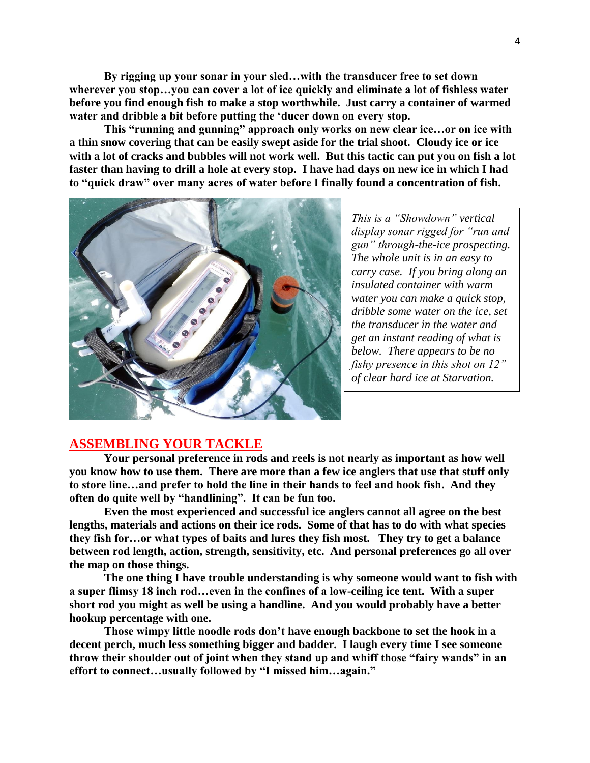**By rigging up your sonar in your sled…with the transducer free to set down wherever you stop…you can cover a lot of ice quickly and eliminate a lot of fishless water before you find enough fish to make a stop worthwhile. Just carry a container of warmed water and dribble a bit before putting the 'ducer down on every stop.**

**This "running and gunning" approach only works on new clear ice…or on ice with a thin snow covering that can be easily swept aside for the trial shoot. Cloudy ice or ice with a lot of cracks and bubbles will not work well. But this tactic can put you on fish a lot faster than having to drill a hole at every stop. I have had days on new ice in which I had to "quick draw" over many acres of water before I finally found a concentration of fish.**

*This is a "Showdown" vertical display sonar rigged for "run and gun" through-the-ice prospecting. The whole unit is in an easy to carry case. If you bring along an insulated container with warm water you can make a quick stop, dribble some water on the ice, set the transducer in the water and get an instant reading of what is below. There appears to be no fishy presence in this shot on 12" of clear hard ice at Starvation.*

## ASSEMBLING YOUR TACKLE

**Your personal preference in rods and reels is not nearly as important as how well you know how to use them. There are more than a few ice anglers that use that stuff only to store line…and prefer to hold the line in their hands to feel and hook fish. And they often do quite well by "handlining". It can be fun too.**

**Even the most experienced and successful ice anglers cannot all agree on the best lengths, materials and actions on their ice rods. Some of that has to do with what species they fish for…or what types of baits and lures they fish most. They try to get a balance between rod length, action, strength, sensitivity, etc. And personal preferences go all over the map on those things.**

**The one thing I have trouble understanding is why someone would want to fish with a super flimsy 18 inch rod…even in the confines of a low-ceiling ice tent. With a super short rod you might as well be using a handline. And you would probably have a better hookup percentage with one.**

**Those wimpy little noodle rods don't have enough backbone to set the hook in a decent perch, much less something bigger and badder. I laugh every time I see someone throw their shoulder out of joint when they stand up and whiff those "fairy wands" in an effort to connect…usually followed by "I missed him…again."**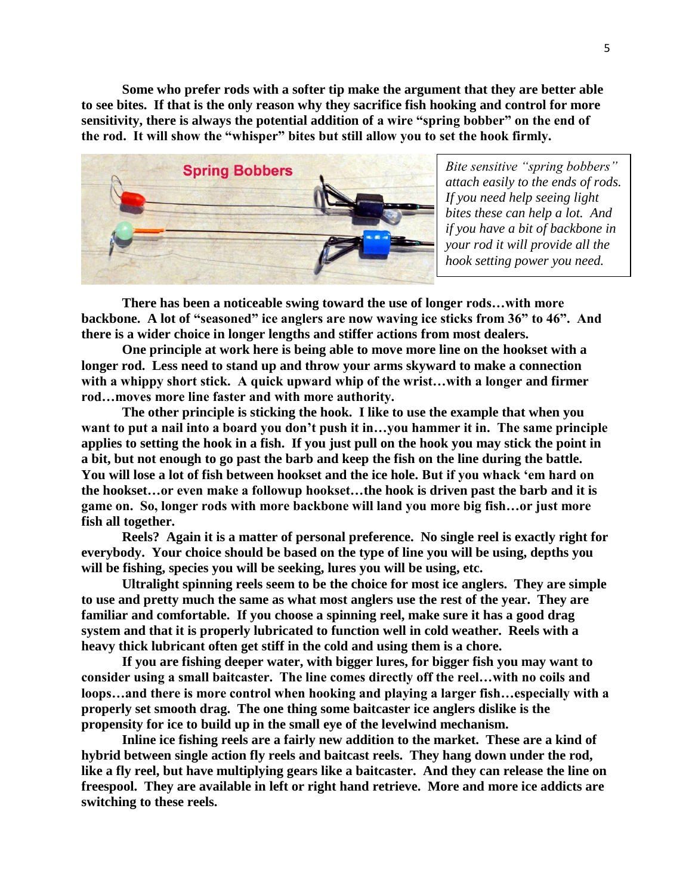**Some who prefer rods with a softer tip make the argument that they are better able to see bites. If that is the only reason why they sacrifice fish hooking and control for more sensitivity, there is always the potential addition of a wire "spring bobber" on the end of the rod. It will show the "whisper" bites but still allow you to set the hook firmly.**

*Bite sensitive "spring bobbers" attach easily to the ends of rods. If you need help seeing light bites these can help a lot. And if you have a bit of backbone in your rod it will provide all the hook setting power you need.*

**There has been a noticeable swing toward the use of longer rods…with more backbone. A lot of "seasoned" ice anglers are now waving ice sticks from 36" to 46". And there is a wider choice in longer lengths and stiffer actions from most dealers.**

**One principle at work here is being able to move more line on the hookset with a longer rod. Less need to stand up and throw your arms skyward to make a connection with a whippy short stick. A quick upward whip of the wrist…with a longer and firmer rod…moves more line faster and with more authority.**

**The other principle is sticking the hook. I like to use the example that when you want to put a nail into a board you don't push it in…you hammer it in. The same principle applies to setting the hook in a fish. If you just pull on the hook you may stick the point in a bit, but not enough to go past the barb and keep the fish on the line during the battle. You will lose a lot of fish between hookset and the ice hole. But if you whack 'em hard on the hookset…or even make a followup hookset…the hook is driven past the barb and it is game on. So, longer rods with more backbone will land you more big fish…or just more fish all together.**

**Reels? Again it is a matter of personal preference. No single reel is exactly right for everybody. Your choice should be based on the type of line you will be using, depths you will be fishing, species you will be seeking, lures you will be using, etc.**

**Ultralight spinning reels seem to be the choice for most ice anglers. They are simple to use and pretty much the same as what most anglers use the rest of the year. They are familiar and comfortable. If you choose a spinning reel, make sure it has a good drag system and that it is properly lubricated to function well in cold weather. Reels with a heavy thick lubricant often get stiff in the cold and using them is a chore.**

**If you are fishing deeper water, with bigger lures, for bigger fish you may want to consider using a small baitcaster. The line comes directly off the reel…with no coils and loops…and there is more control when hooking and playing a larger fish…especially with a properly set smooth drag. The one thing some baitcaster ice anglers dislike is the propensity for ice to build up in the small eye of the levelwind mechanism.**

**Inline ice fishing reels are a fairly new addition to the market. These are a kind of hybrid between single action fly reels and baitcast reels. They hang down under the rod, like a fly reel, but have multiplying gears like a baitcaster. And they can release the line on freespool. They are available in left or right hand retrieve. More and more ice addicts are switching to these reels.**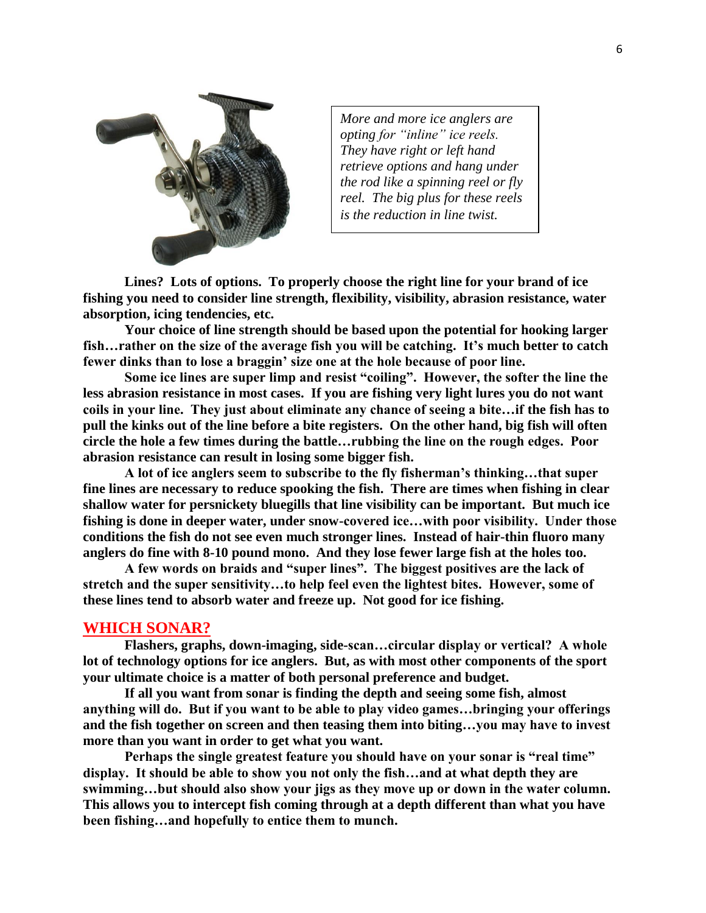*More and more ice anglers are opting for "inline" ice reels. They have right or left hand retrieve options and hang under the rod like a spinning reel or fly reel. The big plus for these reels is the reduction in line twist.*

**Lines? Lots of options. To properly choose the right line for your brand of ice fishing you need to consider line strength, flexibility, visibility, abrasion resistance, water absorption, icing tendencies, etc.**

**Your choice of line strength should be based upon the potential for hooking larger fish…rather on the size of the average fish you will be catching. It's much better to catch fewer dinks than to lose a braggin' size one at the hole because of poor line.**

**Some ice lines are super limp and resist "coiling". However, the softer the line the less abrasion resistance in most cases. If you are fishing very light lures you do not want coils in your line. They just about eliminate any chance of seeing a bite…if the fish has to pull the kinks out of the line before a bite registers. On the other hand, big fish will often circle the hole a few times during the battle…rubbing the line on the rough edges. Poor abrasion resistance can result in losing some bigger fish.**

**A lot of ice anglers seem to subscribe to the fly fisherman's thinking…that super fine lines are necessary to reduce spooking the fish. There are times when fishing in clear shallow water for persnickety bluegills that line visibility can be important. But much ice fishing is done in deeper water, under snow-covered ice…with poor visibility. Under those conditions the fish do not see even much stronger lines. Instead of hair-thin fluoro many anglers do fine with 8-10 pound mono. And they lose fewer large fish at the holes too.**

**A few words on braids and "super lines". The biggest positives are the lack of stretch and the super sensitivity…to help feel even the lightest bites. However, some of these lines tend to absorb water and freeze up. Not good for ice fishing.**

## WHICH SONAR?

**Flashers, graphs, down-imaging, side-scan…circular display or vertical? A whole lot of technology options for ice anglers. But, as with most other components of the sport your ultimate choice is a matter of both personal preference and budget.**

**If all you want from sonar is finding the depth and seeing some fish, almost anything will do. But if you want to be able to play video games…bringing your offerings and the fish together on screen and then teasing them into biting…you may have to invest more than you want in order to get what you want.**

**Perhaps the single greatest feature you should have on your sonar is "real time" display. It should be able to show you not only the fish…and at what depth they are swimming…but should also show your jigs as they move up or down in the water column. This allows you to intercept fish coming through at a depth different than what you have been fishing…and hopefully to entice them to munch.**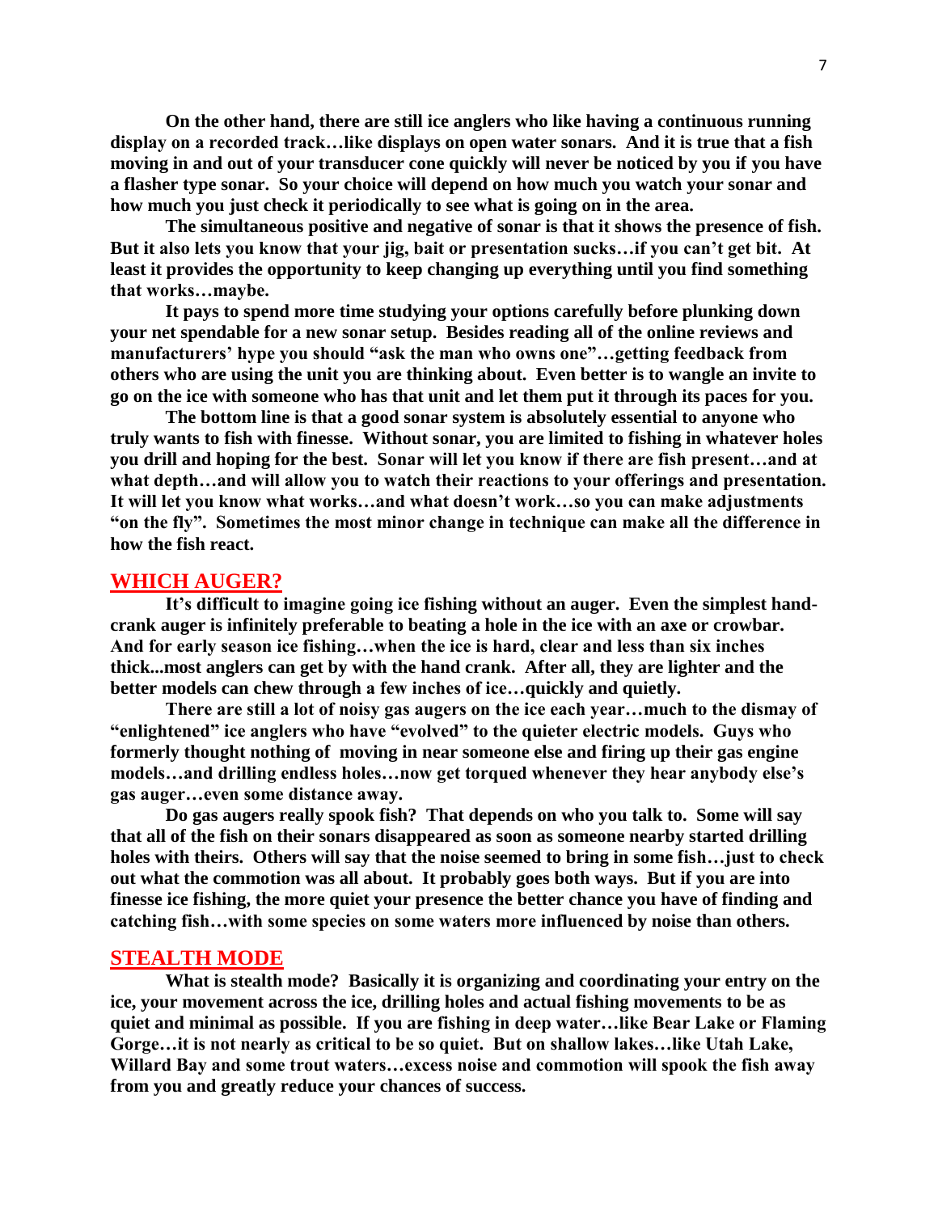**On the other hand, there are still ice anglers who like having a continuous running display on a recorded track…like displays on open water sonars. And it is true that a fish moving in and out of your transducer cone quickly will never be noticed by you if you have a flasher type sonar. So your choice will depend on how much you watch your sonar and how much you just check it periodically to see what is going on in the area.**

**The simultaneous positive and negative of sonar is that it shows the presence of fish. But it also lets you know that your jig, bait or presentation sucks…if you can't get bit. At least it provides the opportunity to keep changing up everything until you find something that works…maybe.**

**It pays to spend more time studying your options carefully before plunking down your net spendable for a new sonar setup. Besides reading all of the online reviews and manufacturers' hype you should "ask the man who owns one"…getting feedback from others who are using the unit you are thinking about. Even better is to wangle an invite to go on the ice with someone who has that unit and let them put it through its paces for you.**

**The bottom line is that a good sonar system is absolutely essential to anyone who truly wants to fish with finesse. Without sonar, you are limited to fishing in whatever holes you drill and hoping for the best. Sonar will let you know if there are fish present…and at what depth…and will allow you to watch their reactions to your offerings and presentation. It will let you know what works…and what doesn't work…so you can make adjustments "on the fly". Sometimes the most minor change in technique can make all the difference in how the fish react.**

## WHICH AUGER?

**It's difficult to imagine going ice fishing without an auger. Even the simplest hand-crank auger is infinitely preferable to beating a hole in the ice with an axe or crowbar. And for early season ice fishing…when the ice is hard, clear and less than six inches thick...most anglers can get by with the hand crank. After all, they are lighter and the better models can chew through a few inches of ice…quickly and quietly.**

**There are still a lot of noisy gas augers on the ice each year…much to the dismay of "enlightened" ice anglers who have "evolved" to the quieter electric models. Guys who formerly thought nothing of moving in near someone else and firing up their gas engine models…and drilling endless holes…now get torqued whenever they hear anybody else's gas auger…even some distance away.**

**Do gas augers really spook fish? That depends on who you talk to. Some will say that all of the fish on their sonars disappeared as soon as someone nearby started drilling holes with theirs. Others will say that the noise seemed to bring in some fish…just to check out what the commotion was all about. It probably goes both ways. But if you are into finesse ice fishing, the more quiet your presence the better chance you have of finding and catching fish…with some species on some waters more influenced by noise than others.**

## STEALTH MODE

**What is stealth mode? Basically it is organizing and coordinating your entry on the ice, your movement across the ice, drilling holes and actual fishing movements to be as quiet and minimal as possible. If you are fishing in deep water…like Bear Lake or Flaming Gorge…it is not nearly as critical to be so quiet. But on shallow lakes…like Utah Lake, Willard Bay and some trout waters…excess noise and commotion will spook the fish away from you and greatly reduce your chances of success.**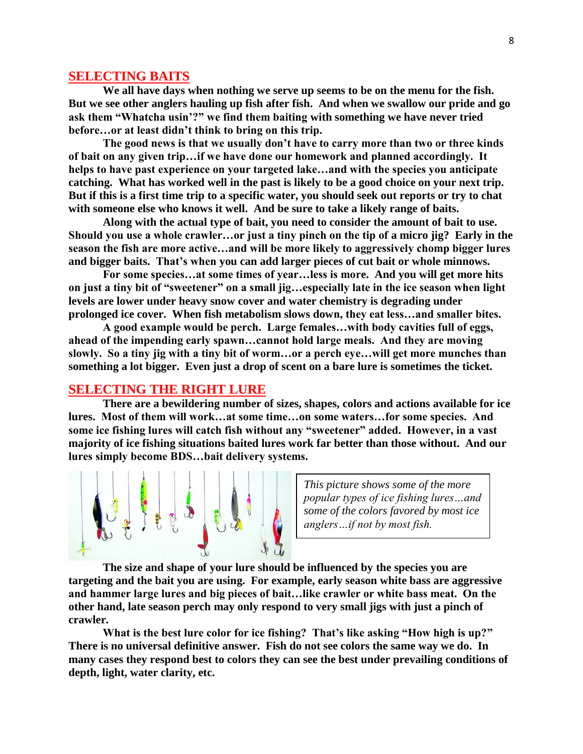## SELECTING BAITS

**We all have days when nothing we serve up seems to be on the menu for the fish. But we see other anglers hauling up fish after fish. And when we swallow our pride and go ask them "Whatcha usin'?" we find them baiting with something we have never tried before…or at least didn't think to bring on this trip.**

**The good news is that we usually don't have to carry more than two or three kinds of bait on any given trip…if we have done our homework and planned accordingly. It helps to have past experience on your targeted lake…and with the species you anticipate catching. What has worked well in the past is likely to be a good choice on your next trip. But if this is a first time trip to a specific water, you should seek out reports or try to chat with someone else who knows it well. And be sure to take a likely range of baits.**

**Along with the actual type of bait, you need to consider the amount of bait to use. Should you use a whole crawler…or just a tiny pinch on the tip of a micro jig? Early in the season the fish are more active…and will be more likely to aggressively chomp bigger lures and bigger baits. That's when you can add larger pieces of cut bait or whole minnows.**

**For some species…at some times of year…less is more. And you will get more hits on just a tiny bit of "sweetener" on a small jig…especially late in the ice season when light levels are lower under heavy snow cover and water chemistry is degrading under prolonged ice cover. When fish metabolism slows down, they eat less…and smaller bites.**

**A good example would be perch. Large females…with body cavities full of eggs, ahead of the impending early spawn…cannot hold large meals. And they are moving slowly. So a tiny jig with a tiny bit of worm…or a perch eye…will get more munches than something a lot bigger. Even just a drop of scent on a bare lure is sometimes the ticket.**

## SELECTING THE RIGHT LURE

**There are a bewildering number of sizes, shapes, colors and actions available for ice lures. Most of them will work…at some time…on some waters…for some species. And some ice fishing lures will catch fish without any "sweetener" added. However, in a vast majority of ice fishing situations baited lures work far better than those without. And our lures simply become BDS…bait delivery systems.**

*This picture shows some of the more popular types of ice fishing lures…and some of the colors favored by most ice anglers…if not by most fish.*

**The size and shape of your lure should be influenced by the species you are targeting and the bait you are using. For example, early season white bass are aggressive and hammer large lures and big pieces of bait…like crawler or white bass meat. On the other hand, late season perch may only respond to very small jigs with just a pinch of crawler.**

**What is the best lure color for ice fishing? That's like asking "How high is up?" There is no universal definitive answer. Fish do not see colors the same way we do. In many cases they respond best to colors they can see the best under prevailing conditions of depth, light, water clarity, etc.**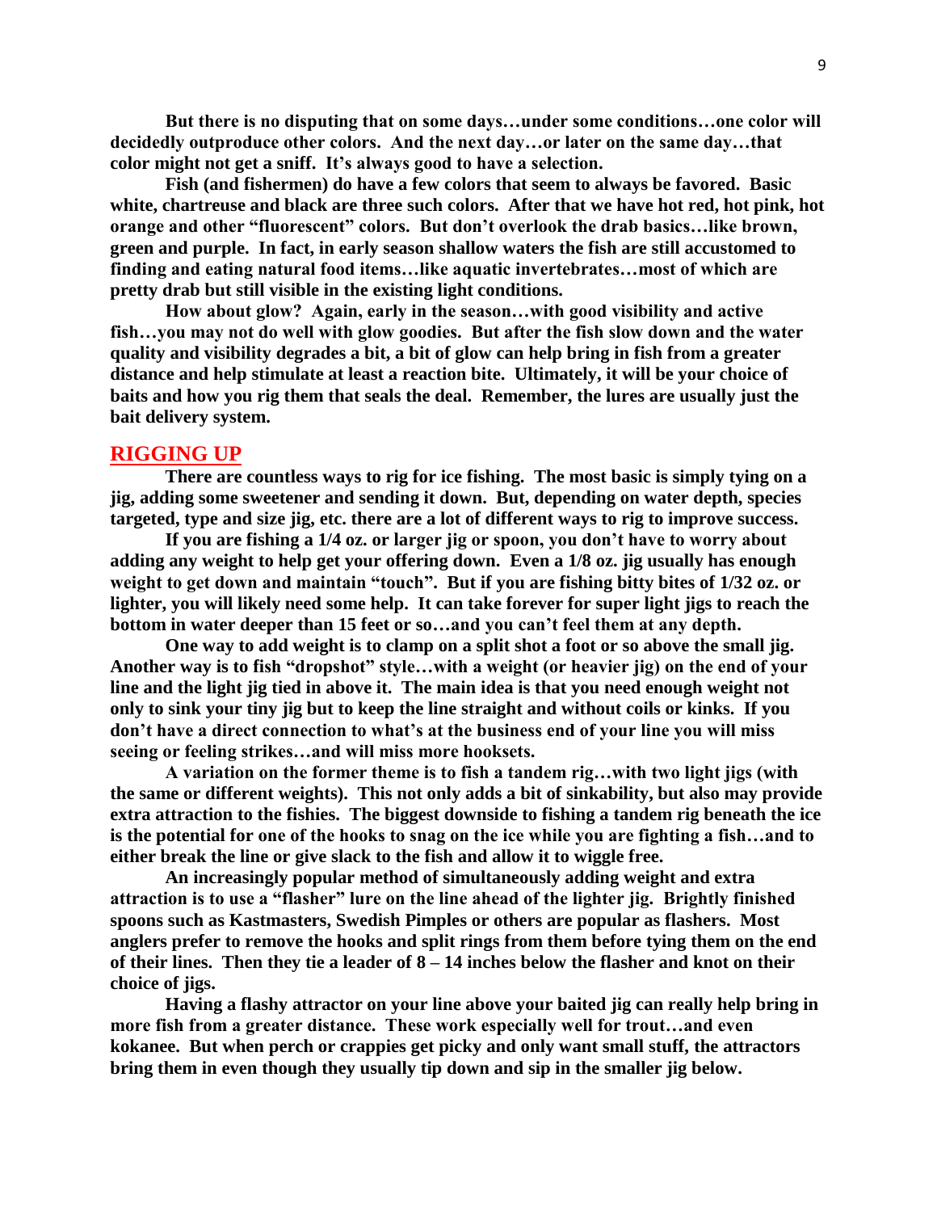**But there is no disputing that on some days…under some conditions…one color will decidedly outproduce other colors. And the next day…or later on the same day…that color might not get a sniff. It's always good to have a selection.**

**Fish (and fishermen) do have a few colors that seem to always be favored. Basic white, chartreuse and black are three such colors. After that we have hot red, hot pink, hot orange and other "fluorescent" colors. But don't overlook the drab basics…like brown, green and purple. In fact, in early season shallow waters the fish are still accustomed to finding and eating natural food items…like aquatic invertebrates…most of which are pretty drab but still visible in the existing light conditions.**

**How about glow? Again, early in the season…with good visibility and active fish…you may not do well with glow goodies. But after the fish slow down and the water quality and visibility degrades a bit, a bit of glow can help bring in fish from a greater distance and help stimulate at least a reaction bite. Ultimately, it will be your choice of baits and how you rig them that seals the deal. Remember, the lures are usually just the bait delivery system.**

## RIGGING UP

**There are countless ways to rig for ice fishing. The most basic is simply tying on a jig, adding some sweetener and sending it down. But, depending on water depth, species targeted, type and size jig, etc. there are a lot of different ways to rig to improve success.**

**If you are fishing a 1/4 oz. or larger jig or spoon, you don't have to worry about adding any weight to help get your offering down. Even a 1/8 oz. jig usually has enough weight to get down and maintain "touch". But if you are fishing bitty bites of 1/32 oz. or lighter, you will likely need some help. It can take forever for super light jigs to reach the bottom in water deeper than 15 feet or so…and you can't feel them at any depth.**

**One way to add weight is to clamp on a split shot a foot or so above the small jig. Another way is to fish "dropshot" style…with a weight (or heavier jig) on the end of your line and the light jig tied in above it. The main idea is that you need enough weight not only to sink your tiny jig but to keep the line straight and without coils or kinks. If you don't have a direct connection to what's at the business end of your line you will miss seeing or feeling strikes…and will miss more hooksets.**

**A variation on the former theme is to fish a tandem rig…with two light jigs (with the same or different weights). This not only adds a bit of sinkability, but also may provide extra attraction to the fishies. The biggest downside to fishing a tandem rig beneath the ice is the potential for one of the hooks to snag on the ice while you are fighting a fish…and to either break the line or give slack to the fish and allow it to wiggle free.**

**An increasingly popular method of simultaneously adding weight and extra attraction is to use a "flasher" lure on the line ahead of the lighter jig. Brightly finished spoons such as Kastmasters, Swedish Pimples or others are popular as flashers. Most anglers prefer to remove the hooks and split rings from them before tying them on the end of their lines. Then they tie a leader of 8 – 14 inches below the flasher and knot on their choice of jigs.**

**Having a flashy attractor on your line above your baited jig can really help bring in more fish from a greater distance. These work especially well for trout…and even kokanee. But when perch or crappies get picky and only want small stuff, the attractors bring them in even though they usually tip down and sip in the smaller jig below.**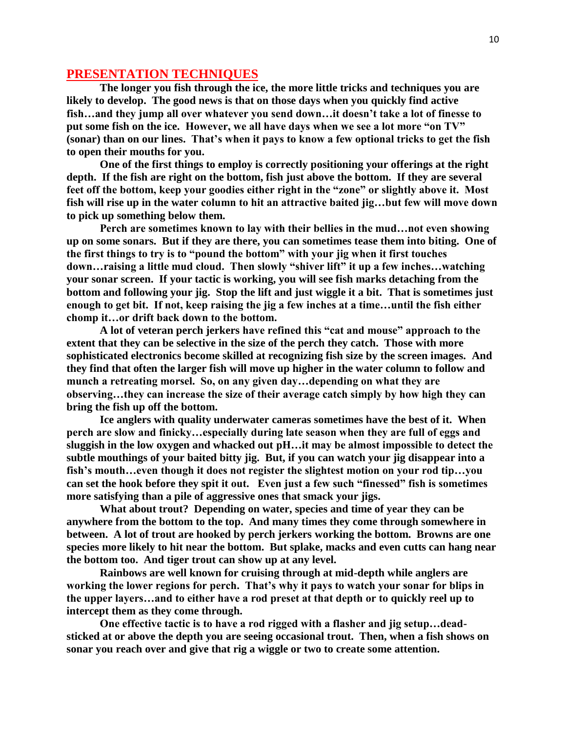## PRESENTATION TECHNIQUES

**The longer you fish through the ice, the more little tricks and techniques you are likely to develop. The good news is that on those days when you quickly find active fish…and they jump all over whatever you send down…it doesn't take a lot of finesse to put some fish on the ice. However, we all have days when we see a lot more "on TV" (sonar) than on our lines. That's when it pays to know a few optional tricks to get the fish to open their mouths for you.**

**One of the first things to employ is correctly positioning your offerings at the right depth. If the fish are right on the bottom, fish just above the bottom. If they are several feet off the bottom, keep your goodies either right in the "zone" or slightly above it. Most fish will rise up in the water column to hit an attractive baited jig…but few will move down to pick up something below them.**

**Perch are sometimes known to lay with their bellies in the mud…not even showing up on some sonars. But if they are there, you can sometimes tease them into biting. One of the first things to try is to "pound the bottom" with your jig when it first touches down…raising a little mud cloud. Then slowly "shiver lift" it up a few inches…watching your sonar screen. If your tactic is working, you will see fish marks detaching from the bottom and following your jig. Stop the lift and just wiggle it a bit. That is sometimes just enough to get bit. If not, keep raising the jig a few inches at a time…until the fish either chomp it…or drift back down to the bottom.**

**A lot of veteran perch jerkers have refined this "cat and mouse" approach to the extent that they can be selective in the size of the perch they catch. Those with more sophisticated electronics become skilled at recognizing fish size by the screen images. And they find that often the larger fish will move up higher in the water column to follow and munch a retreating morsel. So, on any given day…depending on what they are observing…they can increase the size of their average catch simply by how high they can bring the fish up off the bottom.**

**Ice anglers with quality underwater cameras sometimes have the best of it. When perch are slow and finicky…especially during late season when they are full of eggs and sluggish in the low oxygen and whacked out pH…it may be almost impossible to detect the subtle mouthings of your baited bitty jig. But, if you can watch your jig disappear into a fish's mouth…even though it does not register the slightest motion on your rod tip…you can set the hook before they spit it out. Even just a few such "finessed" fish is sometimes more satisfying than a pile of aggressive ones that smack your jigs.**

**What about trout? Depending on water, species and time of year they can be anywhere from the bottom to the top. And many times they come through somewhere in between. A lot of trout are hooked by perch jerkers working the bottom. Browns are one species more likely to hit near the bottom. But splake, macks and even cutts can hang near the bottom too. And tiger trout can show up at any level.**

**Rainbows are well known for cruising through at mid-depth while anglers are working the lower regions for perch. That's why it pays to watch your sonar for blips in the upper layers…and to either have a rod preset at that depth or to quickly reel up to intercept them as they come through.**

**One effective tactic is to have a rod rigged with a flasher and jig setup…dead-sticked at or above the depth you are seeing occasional trout. Then, when a fish shows on sonar you reach over and give that rig a wiggle or two to create some attention.**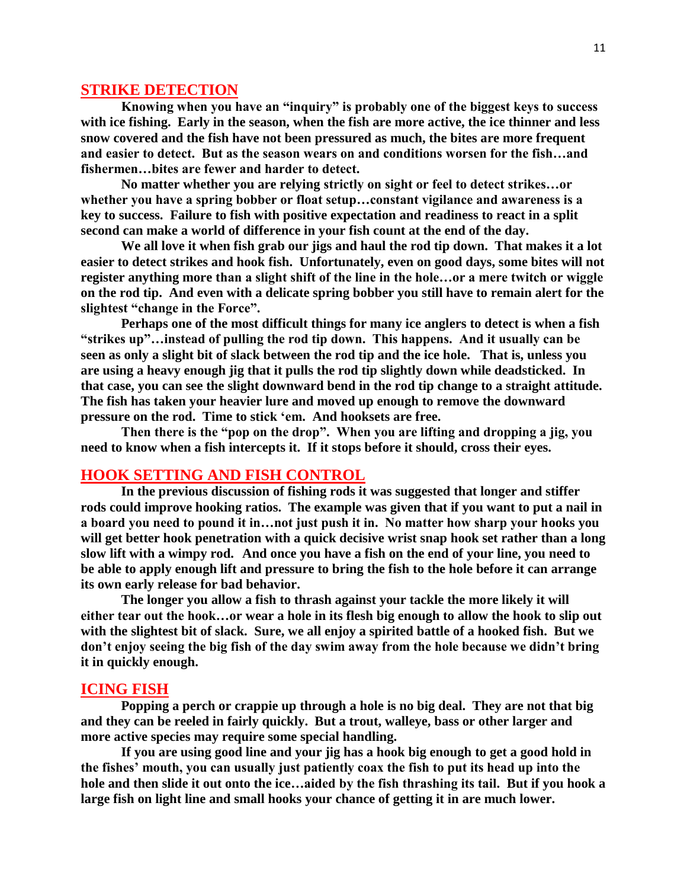## STRIKE DETECTION

**Knowing when you have an "inquiry" is probably one of the biggest keys to success with ice fishing. Early in the season, when the fish are more active, the ice thinner and less snow covered and the fish have not been pressured as much, the bites are more frequent and easier to detect. But as the season wears on and conditions worsen for the fish…and fishermen…bites are fewer and harder to detect.**

**No matter whether you are relying strictly on sight or feel to detect strikes…or whether you have a spring bobber or float setup…constant vigilance and awareness is a key to success. Failure to fish with positive expectation and readiness to react in a split second can make a world of difference in your fish count at the end of the day.**

**We all love it when fish grab our jigs and haul the rod tip down. That makes it a lot easier to detect strikes and hook fish. Unfortunately, even on good days, some bites will not register anything more than a slight shift of the line in the hole…or a mere twitch or wiggle on the rod tip. And even with a delicate spring bobber you still have to remain alert for the slightest "change in the Force".**

**Perhaps one of the most difficult things for many ice anglers to detect is when a fish "strikes up"…instead of pulling the rod tip down. This happens. And it usually can be seen as only a slight bit of slack between the rod tip and the ice hole. That is, unless you are using a heavy enough jig that it pulls the rod tip slightly down while deadsticked. In that case, you can see the slight downward bend in the rod tip change to a straight attitude. The fish has taken your heavier lure and moved up enough to remove the downward pressure on the rod. Time to stick 'em. And hooksets are free.**

**Then there is the "pop on the drop". When you are lifting and dropping a jig, you need to know when a fish intercepts it. If it stops before it should, cross their eyes.**

## HOOK SETTING AND FISH CONTROL

**In the previous discussion of fishing rods it was suggested that longer and stiffer rods could improve hooking ratios. The example was given that if you want to put a nail in a board you need to pound it in…not just push it in. No matter how sharp your hooks you will get better hook penetration with a quick decisive wrist snap hook set rather than a long slow lift with a wimpy rod. And once you have a fish on the end of your line, you need to be able to apply enough lift and pressure to bring the fish to the hole before it can arrange its own early release for bad behavior.**

**The longer you allow a fish to thrash against your tackle the more likely it will either tear out the hook…or wear a hole in its flesh big enough to allow the hook to slip out with the slightest bit of slack. Sure, we all enjoy a spirited battle of a hooked fish. But we don't enjoy seeing the big fish of the day swim away from the hole because we didn't bring it in quickly enough.**

## ICING FISH

**Popping a perch or crappie up through a hole is no big deal. They are not that big and they can be reeled in fairly quickly. But a trout, walleye, bass or other larger and more active species may require some special handling.**

**If you are using good line and your jig has a hook big enough to get a good hold in the fishes' mouth, you can usually just patiently coax the fish to put its head up into the hole and then slide it out onto the ice…aided by the fish thrashing its tail. But if you hook a large fish on light line and small hooks your chance of getting it in are much lower.**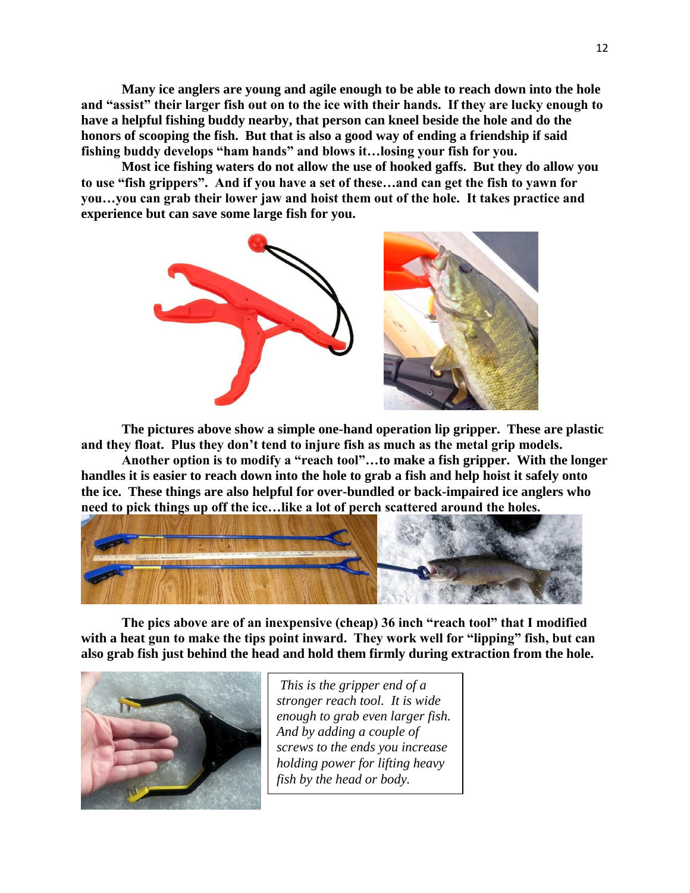**Many ice anglers are young and agile enough to be able to reach down into the hole and "assist" their larger fish out on to the ice with their hands. If they are lucky enough to have a helpful fishing buddy nearby, that person can kneel beside the hole and do the honors of scooping the fish. But that is also a good way of ending a friendship if said fishing buddy develops "ham hands" and blows it…losing your fish for you.**

**Most ice fishing waters do not allow the use of hooked gaffs. But they do allow you to use "fish grippers". And if you have a set of these…and can get the fish to yawn for you…you can grab their lower jaw and hoist them out of the hole. It takes practice and experience but can save some large fish for you.**

**The pictures above show a simple one-hand operation lip gripper. These are plastic and they float. Plus they don't tend to injure fish as much as the metal grip models.**

**Another option is to modify a "reach tool"…to make a fish gripper. With the longer handles it is easier to reach down into the hole to grab a fish and help hoist it safely onto the ice. These things are also helpful for over-bundled or back-impaired ice anglers who need to pick things up off the ice…like a lot of perch scattered around the holes.**

**The pics above are of an inexpensive (cheap) 36 inch "reach tool" that I modified with a heat gun to make the tips point inward. They work well for "lipping" fish, but can also grab fish just behind the head and hold them firmly during extraction from the hole.**

*This is the gripper end of a stronger reach tool. It is wide enough to grab even larger fish. And by adding a couple of screws to the ends you increase holding power for lifting heavy fish by the head or body.*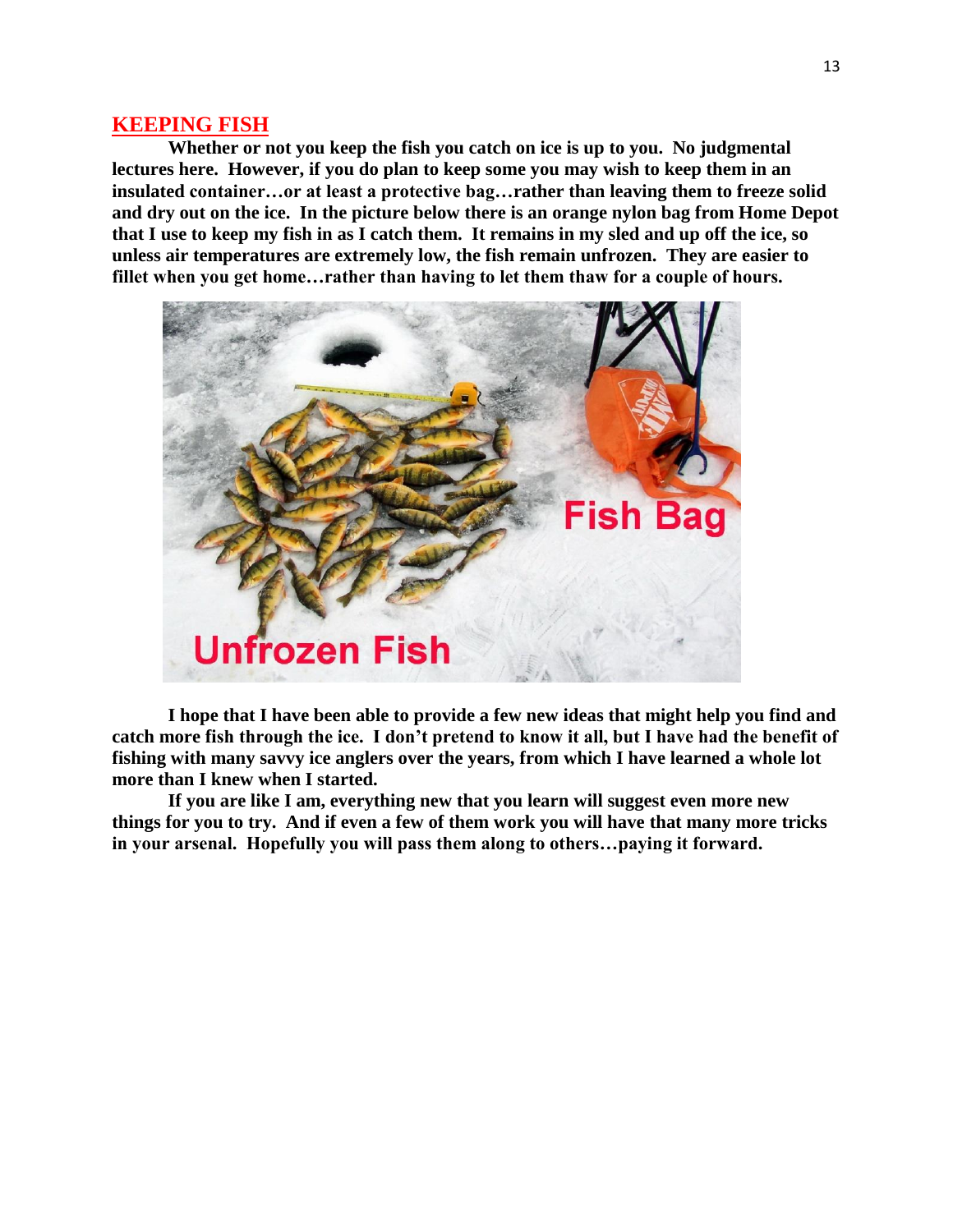## KEEPING FISH

**Whether or not you keep the fish you catch on ice is up to you. No judgmental lectures here. However, if you do plan to keep some you may wish to keep them in an insulated container…or at least a protective bag…rather than leaving them to freeze solid and dry out on the ice. In the picture below there is an orange nylon bag from Home Depot that I use to keep my fish in as I catch them. It remains in my sled and up off the ice, so unless air temperatures are extremely low, the fish remain unfrozen. They are easier to fillet when you get home…rather than having to let them thaw for a couple of hours.**

Fish Bag

Unfrozen Fish

**I hope that I have been able to provide a few new ideas that might help you find and catch more fish through the ice. I don't pretend to know it all, but I have had the benefit of fishing with many savvy ice anglers over the years, from which I have learned a whole lot more than I knew when I started.**

**If you are like I am, everything new that you learn will suggest even more new things for you to try. And if even a few of them work you will have that many more tricks in your arsenal. Hopefully you will pass them along to others…paying it forward.**